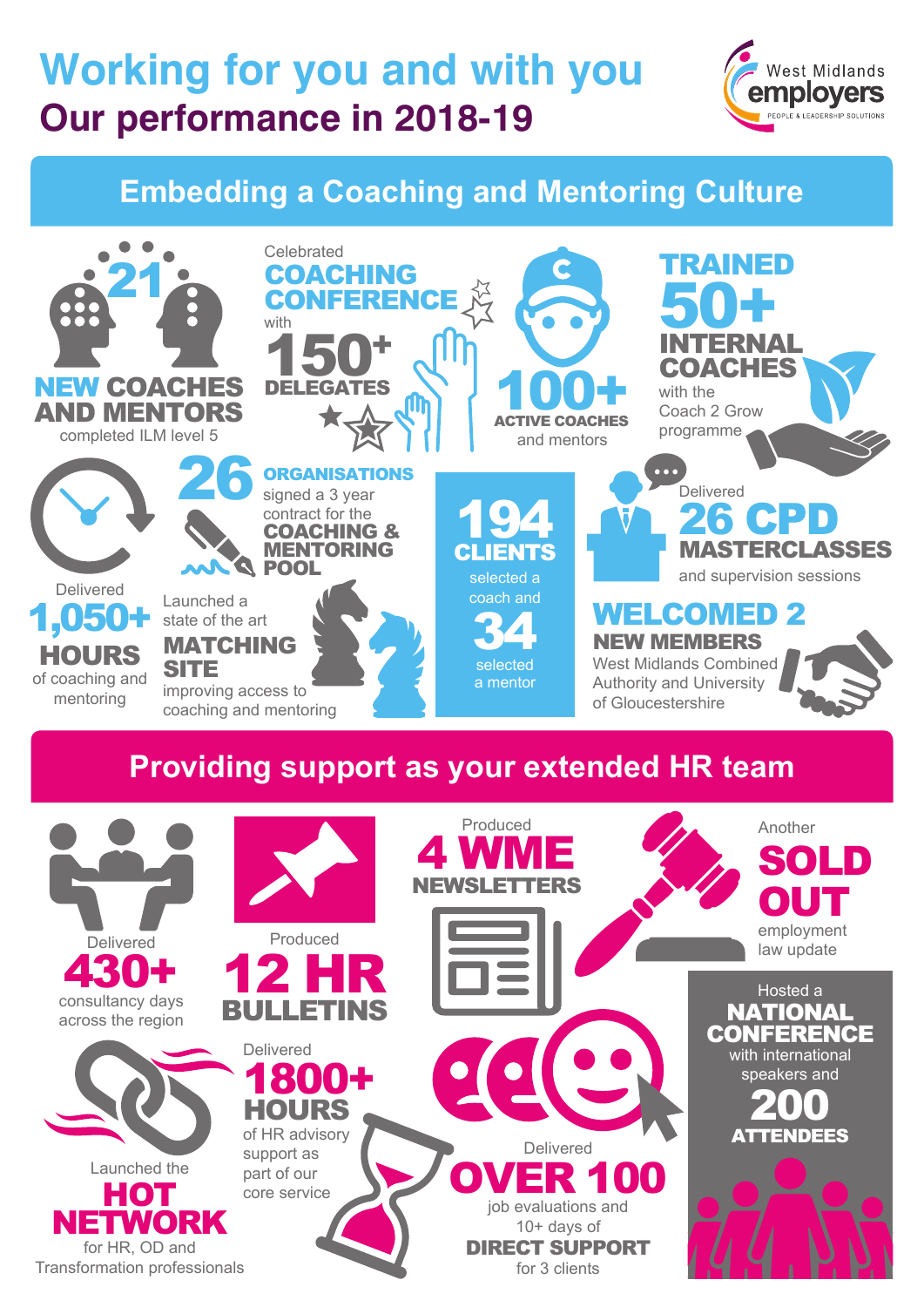# Working for you and with you

## Our performance in 2018-19

West Midlands employers
PEOPLE & LEADERSHIP SOLUTIONS

## Embedding a Coaching and Mentoring Culture

**21 NEW COACHES AND MENTORS** completed ILM level 5

Celebrated **COACHING CONFERENCE** with **150+ DELEGATES**

**100+ ACTIVE COACHES** and mentors

**TRAINED 50+ INTERNAL COACHES** with the Coach 2 Grow programme

**26 ORGANISATIONS** signed a 3 year contract for the **COACHING & MENTORING POOL**

Delivered **1,050+ HOURS** of coaching and mentoring

Launched a state of the art **MATCHING SITE** improving access to coaching and mentoring

**194 CLIENTS** selected a coach and **34** selected a mentor

Delivered **26 CPD MASTERCLASSES** and supervision sessions

**WELCOMED 2 NEW MEMBERS** West Midlands Combined Authority and University of Gloucestershire

## Providing support as your extended HR team

Delivered **430+** consultancy days across the region

Produced **12 HR BULLETINS**

Produced **4 WME NEWSLETTERS**

Another **SOLD OUT** employment law update

Launched the **HOT NETWORK** for HR, OD and Transformation professionals

Delivered **1800+ HOURS** of HR advisory support as part of our core service

Delivered **OVER 100** job evaluations and 10+ days of **DIRECT SUPPORT** for 3 clients

Hosted a **NATIONAL CONFERENCE** with international speakers and **200 ATTENDEES**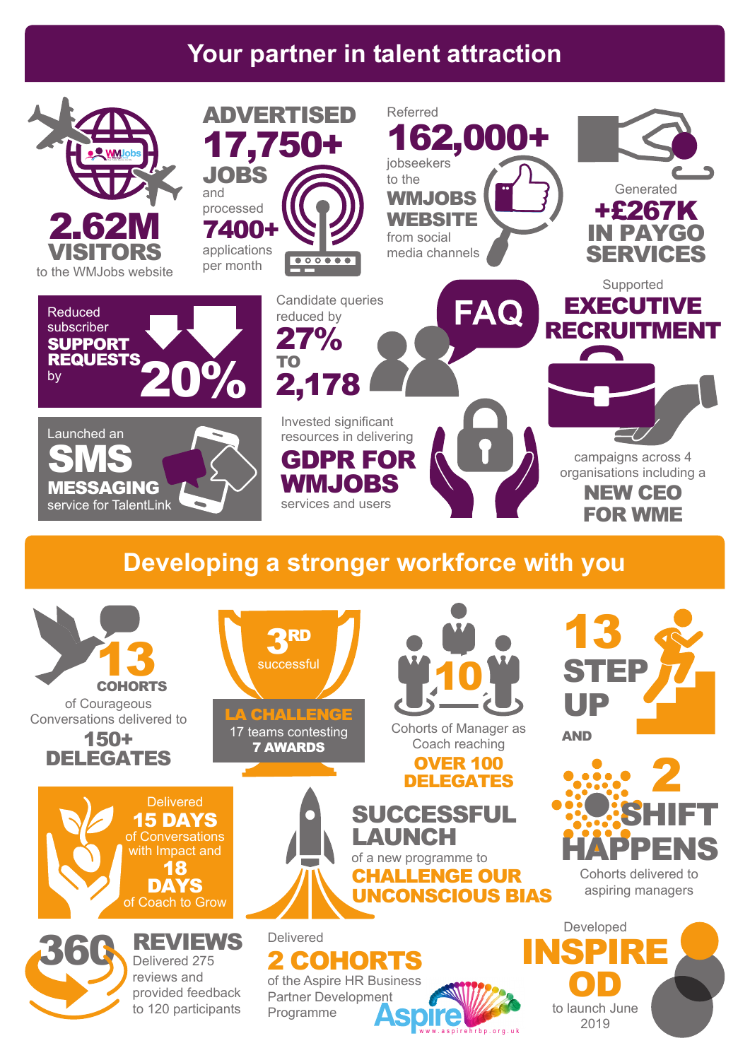## Your partner in talent attraction

**2.62M VISITORS** to the WMJobs website

**ADVERTISED 17,750+ JOBS** and processed **7400+** applications per month

Referred **162,000+** jobseekers to the **WMJOBS WEBSITE** from social media channels

Generated **+£267K IN PAYGO SERVICES**

Reduced subscriber **SUPPORT REQUESTS** by **20%**

Candidate queries reduced by **27%** **TO** **2,178**

FAQ

Supported **EXECUTIVE RECRUITMENT** campaigns across 4 organisations including a **NEW CEO FOR WME**

Launched an **SMS MESSAGING** service for TalentLink

Invested significant resources in delivering **GDPR FOR WMJOBS** services and users

## Developing a stronger workforce with you

**13 COHORTS** of Courageous Conversations delivered to **150+ DELEGATES**

**3RD** successful **LA CHALLENGE** 17 teams contesting **7 AWARDS**

**10** Cohorts of Manager as Coach reaching **OVER 100 DELEGATES**

**13 STEP UP AND 2 SHIFT HAPPENS** Cohorts delivered to aspiring managers

Delivered **15 DAYS** of Conversations with Impact and **18 DAYS** of Coach to Grow

**SUCCESSFUL LAUNCH** of a new programme to **CHALLENGE OUR UNCONSCIOUS BIAS**

**360 REVIEWS** Delivered 275 reviews and provided feedback to 120 participants

Delivered **2 COHORTS** of the Aspire HR Business Partner Development Programme

Aspire www.aspirehrbpp.org.uk

Developed **INSPIRE OD** to launch June 2019